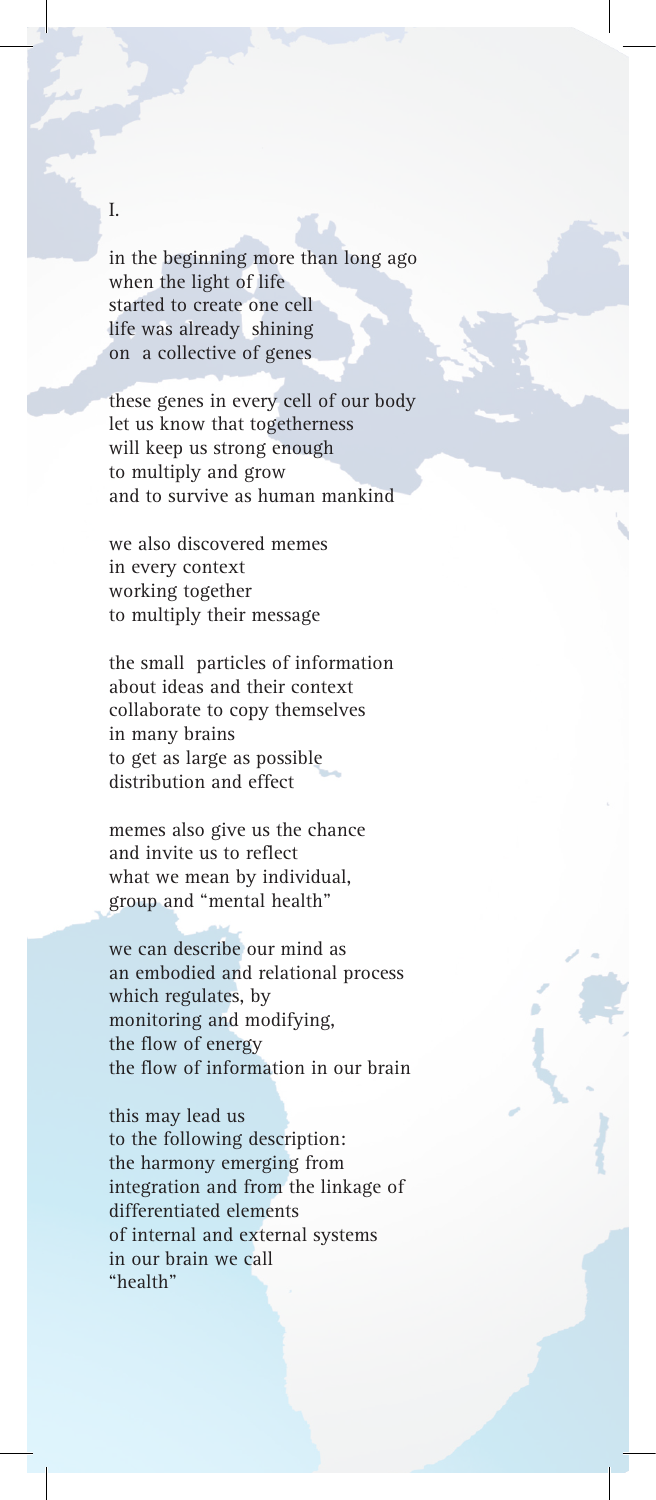I.

in the beginning more than long ago
when the light of life
started to create one cell
life was already shining
on a collective of genes

these genes in every cell of our body
let us know that togetherness
will keep us strong enough
to multiply and grow
and to survive as human mankind

we also discovered memes
in every context
working together
to multiply their message

the small particles of information
about ideas and their context
collaborate to copy themselves
in many brains
to get as large as possible
distribution and effect

memes also give us the chance
and invite us to reflect
what we mean by individual,
group and "mental health"

we can describe our mind as
an embodied and relational process
which regulates, by
monitoring and modifying,
the flow of energy
the flow of information in our brain

this may lead us
to the following description:
the harmony emerging from
integration and from the linkage of
differentiated elements
of internal and external systems
in our brain we call
"health"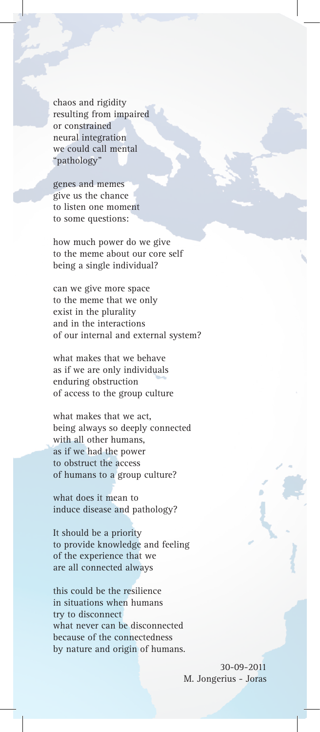chaos and rigidity
resulting from impaired
or constrained
neural integration
we could call mental
"pathology"

genes and memes
give us the chance
to listen one moment
to some questions:

how much power do we give
to the meme about our core self
being a single individual?

can we give more space
to the meme that we only
exist in the plurality
and in the interactions
of our internal and external system?

what makes that we behave
as if we are only individuals
enduring obstruction
of access to the group culture

what makes that we act,
being always so deeply connected
with all other humans,
as if we had the power
to obstruct the access
of humans to a group culture?

what does it mean to
induce disease and pathology?

It should be a priority
to provide knowledge and feeling
of the experience that we
are all connected always

this could be the resilience
in situations when humans
try to disconnect
what never can be disconnected
because of the connectedness
by nature and origin of humans.

30-09-2011
M. Jongerius - Joras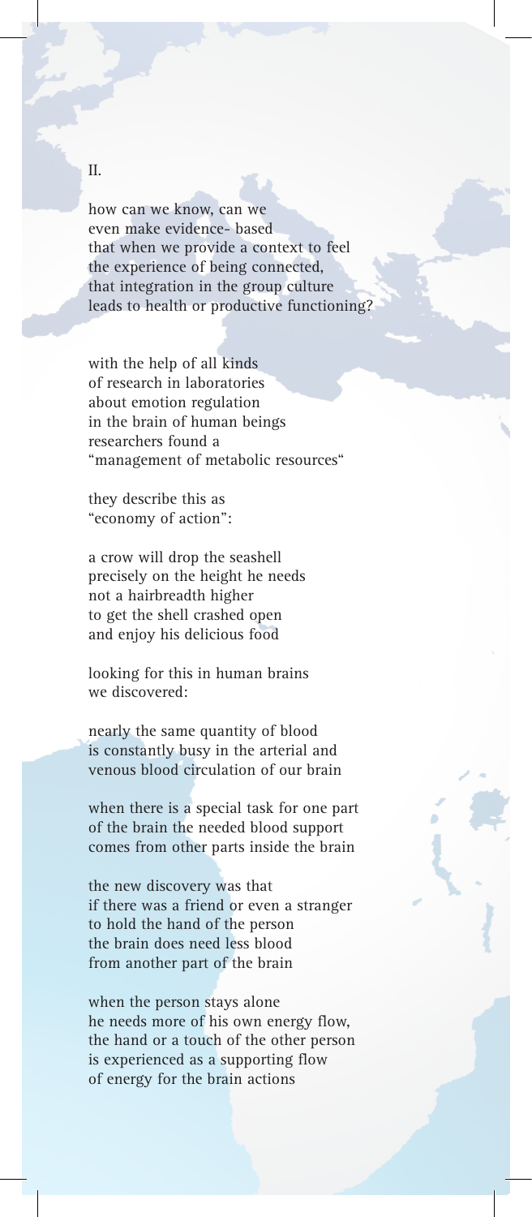II.

how can we know, can we
even make evidence- based
that when we provide a context to feel
the experience of being connected,
that integration in the group culture
leads to health or productive functioning?

with the help of all kinds
of research in laboratories
about emotion regulation
in the brain of human beings
researchers found a
"management of metabolic resources"

they describe this as
"economy of action":

a crow will drop the seashell
precisely on the height he needs
not a hairbreadth higher
to get the shell crashed open
and enjoy his delicious food

looking for this in human brains
we discovered:

nearly the same quantity of blood
is constantly busy in the arterial and
venous blood circulation of our brain

when there is a special task for one part
of the brain the needed blood support
comes from other parts inside the brain

the new discovery was that
if there was a friend or even a stranger
to hold the hand of the person
the brain does need less blood
from another part of the brain

when the person stays alone
he needs more of his own energy flow,
the hand or a touch of the other person
is experienced as a supporting flow
of energy for the brain actions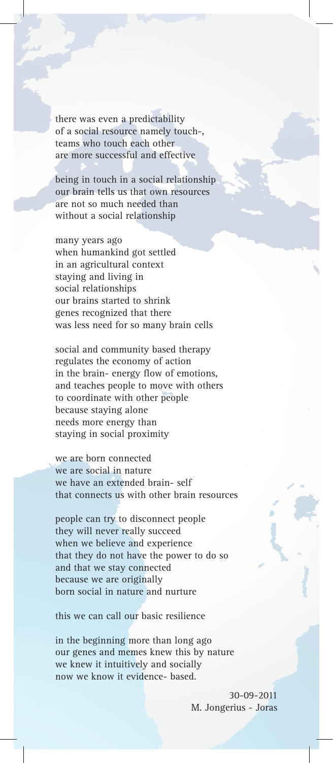there was even a predictability
of a social resource namely touch-,
teams who touch each other
are more successful and effective

being in touch in a social relationship
our brain tells us that own resources
are not so much needed than
without a social relationship

many years ago
when humankind got settled
in an agricultural context
staying and living in
social relationships
our brains started to shrink
genes recognized that there
was less need for so many brain cells

social and community based therapy
regulates the economy of action
in the brain- energy flow of emotions,
and teaches people to move with others
to coordinate with other people
because staying alone
needs more energy than
staying in social proximity

we are born connected
we are social in nature
we have an extended brain- self
that connects us with other brain resources

people can try to disconnect people
they will never really succeed
when we believe and experience
that they do not have the power to do so
and that we stay connected
because we are originally
born social in nature and nurture

this we can call our basic resilience

in the beginning more than long ago
our genes and memes knew this by nature
we knew it intuitively and socially
now we know it evidence- based.

30-09-2011
M. Jongerius - Joras